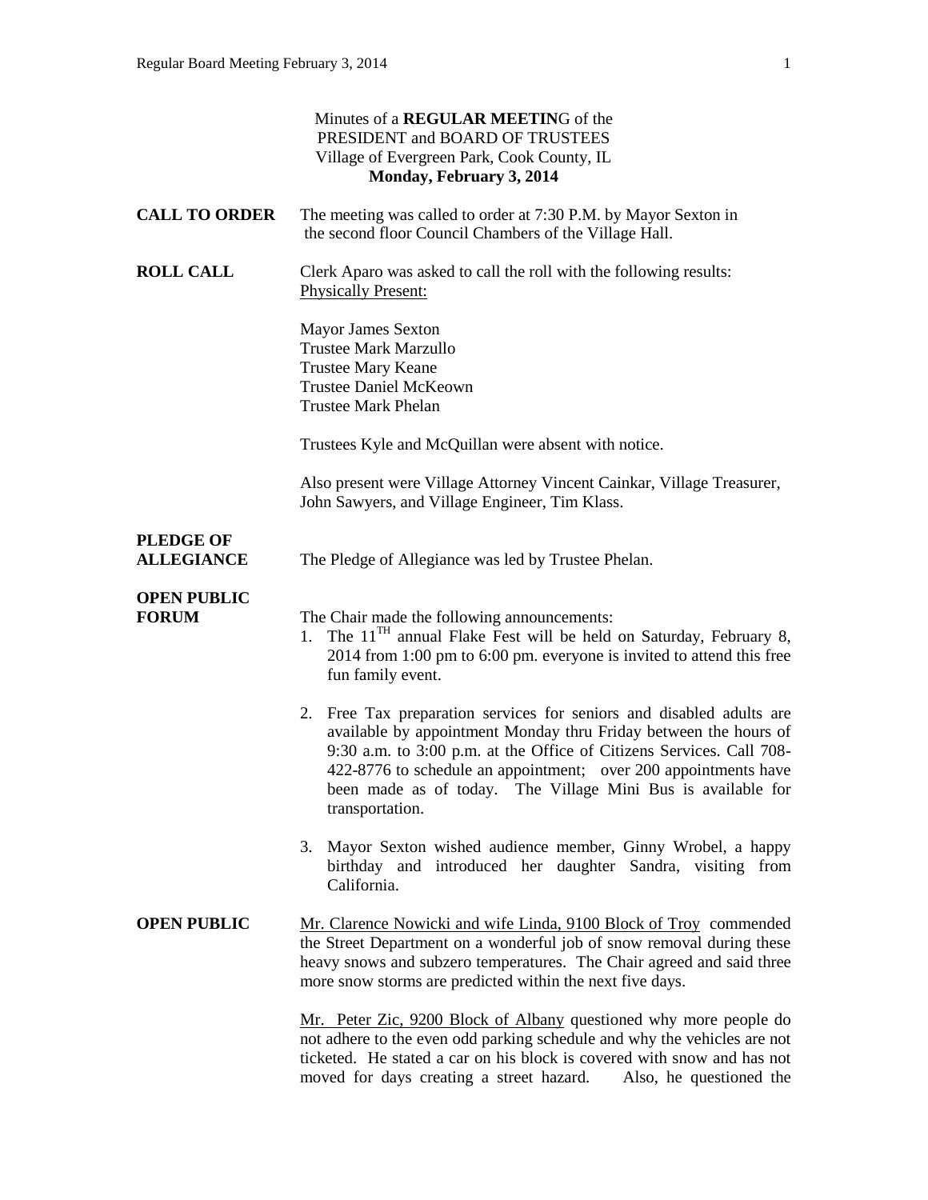Minutes of a **REGULAR MEETIN**G of the
PRESIDENT and BOARD OF TRUSTEES
Village of Evergreen Park, Cook County, IL
**Monday, February 3, 2014**

**CALL TO ORDER** The meeting was called to order at 7:30 P.M. by Mayor Sexton in the second floor Council Chambers of the Village Hall.

**ROLL CALL** Clerk Aparo was asked to call the roll with the following results:
Physically Present:

Mayor James Sexton
Trustee Mark Marzullo
Trustee Mary Keane
Trustee Daniel McKeown
Trustee Mark Phelan

Trustees Kyle and McQuillan were absent with notice.

Also present were Village Attorney Vincent Cainkar, Village Treasurer, John Sawyers, and Village Engineer, Tim Klass.

**PLEDGE OF ALLEGIANCE** The Pledge of Allegiance was led by Trustee Phelan.

**OPEN PUBLIC FORUM** The Chair made the following announcements:

1. The 11^TH annual Flake Fest will be held on Saturday, February 8, 2014 from 1:00 pm to 6:00 pm. everyone is invited to attend this free fun family event.

2. Free Tax preparation services for seniors and disabled adults are available by appointment Monday thru Friday between the hours of 9:30 a.m. to 3:00 p.m. at the Office of Citizens Services. Call 708-422-8776 to schedule an appointment; over 200 appointments have been made as of today. The Village Mini Bus is available for transportation.

3. Mayor Sexton wished audience member, Ginny Wrobel, a happy birthday and introduced her daughter Sandra, visiting from California.

**OPEN PUBLIC** Mr. Clarence Nowicki and wife Linda, 9100 Block of Troy commended the Street Department on a wonderful job of snow removal during these heavy snows and subzero temperatures. The Chair agreed and said three more snow storms are predicted within the next five days.

Mr. Peter Zic, 9200 Block of Albany questioned why more people do not adhere to the even odd parking schedule and why the vehicles are not ticketed. He stated a car on his block is covered with snow and has not moved for days creating a street hazard. Also, he questioned the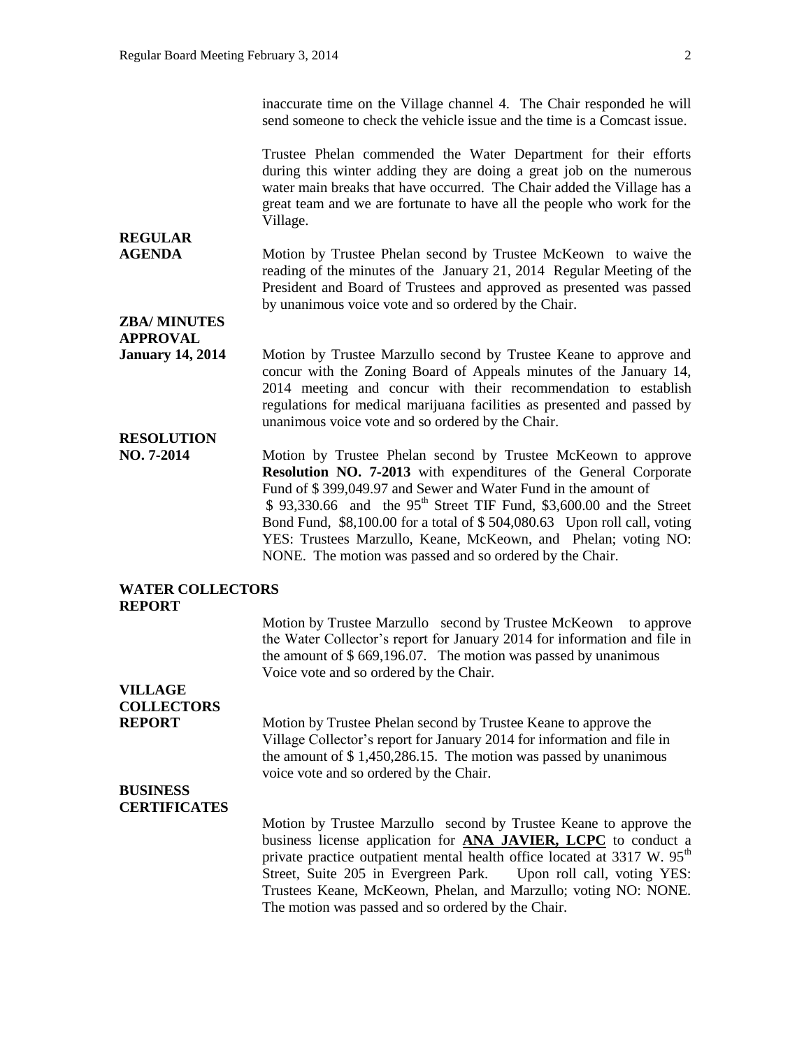inaccurate time on the Village channel 4. The Chair responded he will send someone to check the vehicle issue and the time is a Comcast issue.

Trustee Phelan commended the Water Department for their efforts during this winter adding they are doing a great job on the numerous water main breaks that have occurred. The Chair added the Village has a great team and we are fortunate to have all the people who work for the Village.

**REGULAR AGENDA**

Motion by Trustee Phelan second by Trustee McKeown to waive the reading of the minutes of the January 21, 2014 Regular Meeting of the President and Board of Trustees and approved as presented was passed by unanimous voice vote and so ordered by the Chair.

**ZBA/ MINUTES APPROVAL January 14, 2014**

Motion by Trustee Marzullo second by Trustee Keane to approve and concur with the Zoning Board of Appeals minutes of the January 14, 2014 meeting and concur with their recommendation to establish regulations for medical marijuana facilities as presented and passed by unanimous voice vote and so ordered by the Chair.

**RESOLUTION NO. 7-2014**

Motion by Trustee Phelan second by Trustee McKeown to approve **Resolution NO. 7-2013** with expenditures of the General Corporate Fund of $ 399,049.97 and Sewer and Water Fund in the amount of $ 93,330.66 and the 95th Street TIF Fund, $3,600.00 and the Street Bond Fund, $8,100.00 for a total of $ 504,080.63 Upon roll call, voting YES: Trustees Marzullo, Keane, McKeown, and Phelan; voting NO: NONE. The motion was passed and so ordered by the Chair.

**WATER COLLECTORS REPORT**

Motion by Trustee Marzullo second by Trustee McKeown to approve the Water Collector's report for January 2014 for information and file in the amount of $ 669,196.07. The motion was passed by unanimous Voice vote and so ordered by the Chair.

**VILLAGE COLLECTORS REPORT**

Motion by Trustee Phelan second by Trustee Keane to approve the Village Collector's report for January 2014 for information and file in the amount of $ 1,450,286.15. The motion was passed by unanimous voice vote and so ordered by the Chair.

**BUSINESS CERTIFICATES**

Motion by Trustee Marzullo second by Trustee Keane to approve the business license application for **ANA JAVIER, LCPC** to conduct a private practice outpatient mental health office located at 3317 W. 95th Street, Suite 205 in Evergreen Park. Upon roll call, voting YES: Trustees Keane, McKeown, Phelan, and Marzullo; voting NO: NONE. The motion was passed and so ordered by the Chair.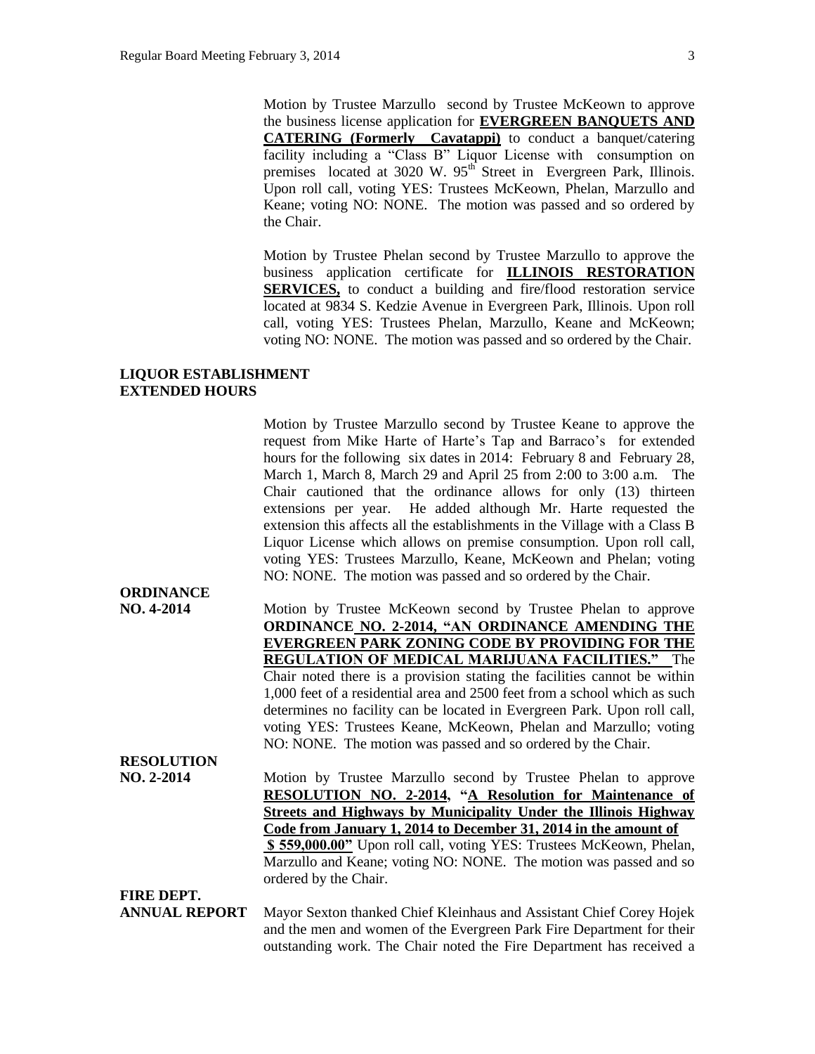Motion by Trustee Marzullo second by Trustee McKeown to approve the business license application for **EVERGREEN BANQUETS AND CATERING (Formerly Cavatappi)** to conduct a banquet/catering facility including a "Class B" Liquor License with consumption on premises located at 3020 W. 95th Street in Evergreen Park, Illinois. Upon roll call, voting YES: Trustees McKeown, Phelan, Marzullo and Keane; voting NO: NONE. The motion was passed and so ordered by the Chair.

Motion by Trustee Phelan second by Trustee Marzullo to approve the business application certificate for **ILLINOIS RESTORATION SERVICES,** to conduct a building and fire/flood restoration service located at 9834 S. Kedzie Avenue in Evergreen Park, Illinois. Upon roll call, voting YES: Trustees Phelan, Marzullo, Keane and McKeown; voting NO: NONE. The motion was passed and so ordered by the Chair.

**LIQUOR ESTABLISHMENT EXTENDED HOURS**

Motion by Trustee Marzullo second by Trustee Keane to approve the request from Mike Harte of Harte's Tap and Barraco's for extended hours for the following six dates in 2014: February 8 and February 28, March 1, March 8, March 29 and April 25 from 2:00 to 3:00 a.m. The Chair cautioned that the ordinance allows for only (13) thirteen extensions per year. He added although Mr. Harte requested the extension this affects all the establishments in the Village with a Class B Liquor License which allows on premise consumption. Upon roll call, voting YES: Trustees Marzullo, Keane, McKeown and Phelan; voting NO: NONE. The motion was passed and so ordered by the Chair.

**ORDINANCE NO. 4-2014**

Motion by Trustee McKeown second by Trustee Phelan to approve **ORDINANCE NO. 2-2014, "AN ORDINANCE AMENDING THE EVERGREEN PARK ZONING CODE BY PROVIDING FOR THE REGULATION OF MEDICAL MARIJUANA FACILITIES."** The Chair noted there is a provision stating the facilities cannot be within 1,000 feet of a residential area and 2500 feet from a school which as such determines no facility can be located in Evergreen Park. Upon roll call, voting YES: Trustees Keane, McKeown, Phelan and Marzullo; voting NO: NONE. The motion was passed and so ordered by the Chair.

**RESOLUTION NO. 2-2014**

Motion by Trustee Marzullo second by Trustee Phelan to approve **RESOLUTION NO. 2-2014, "A Resolution for Maintenance of Streets and Highways by Municipality Under the Illinois Highway Code from January 1, 2014 to December 31, 2014 in the amount of $ 559,000.00"** Upon roll call, voting YES: Trustees McKeown, Phelan, Marzullo and Keane; voting NO: NONE. The motion was passed and so ordered by the Chair.

**FIRE DEPT. ANNUAL REPORT**

Mayor Sexton thanked Chief Kleinhaus and Assistant Chief Corey Hojek and the men and women of the Evergreen Park Fire Department for their outstanding work. The Chair noted the Fire Department has received a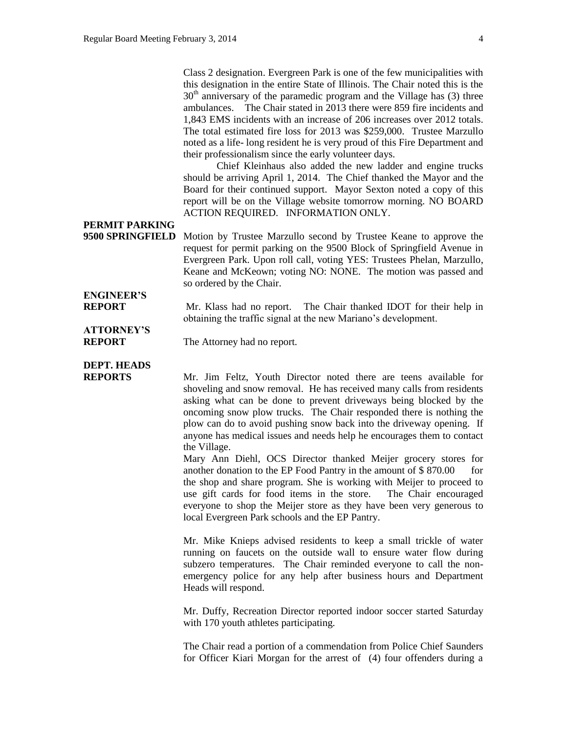Class 2 designation. Evergreen Park is one of the few municipalities with this designation in the entire State of Illinois. The Chair noted this is the 30th anniversary of the paramedic program and the Village has (3) three ambulances. The Chair stated in 2013 there were 859 fire incidents and 1,843 EMS incidents with an increase of 206 increases over 2012 totals. The total estimated fire loss for 2013 was $259,000. Trustee Marzullo noted as a life- long resident he is very proud of this Fire Department and their professionalism since the early volunteer days.

Chief Kleinhaus also added the new ladder and engine trucks should be arriving April 1, 2014. The Chief thanked the Mayor and the Board for their continued support. Mayor Sexton noted a copy of this report will be on the Village website tomorrow morning. NO BOARD ACTION REQUIRED. INFORMATION ONLY.

**PERMIT PARKING 9500 SPRINGFIELD**

Motion by Trustee Marzullo second by Trustee Keane to approve the request for permit parking on the 9500 Block of Springfield Avenue in Evergreen Park. Upon roll call, voting YES: Trustees Phelan, Marzullo, Keane and McKeown; voting NO: NONE. The motion was passed and so ordered by the Chair.

**ENGINEER'S REPORT**

Mr. Klass had no report. The Chair thanked IDOT for their help in obtaining the traffic signal at the new Mariano's development.

**ATTORNEY'S REPORT**

The Attorney had no report.

**DEPT. HEADS REPORTS**

Mr. Jim Feltz, Youth Director noted there are teens available for shoveling and snow removal. He has received many calls from residents asking what can be done to prevent driveways being blocked by the oncoming snow plow trucks. The Chair responded there is nothing the plow can do to avoid pushing snow back into the driveway opening. If anyone has medical issues and needs help he encourages them to contact the Village.

Mary Ann Diehl, OCS Director thanked Meijer grocery stores for another donation to the EP Food Pantry in the amount of $ 870.00 for the shop and share program. She is working with Meijer to proceed to use gift cards for food items in the store. The Chair encouraged everyone to shop the Meijer store as they have been very generous to local Evergreen Park schools and the EP Pantry.

Mr. Mike Knieps advised residents to keep a small trickle of water running on faucets on the outside wall to ensure water flow during subzero temperatures. The Chair reminded everyone to call the non-emergency police for any help after business hours and Department Heads will respond.

Mr. Duffy, Recreation Director reported indoor soccer started Saturday with 170 youth athletes participating.

The Chair read a portion of a commendation from Police Chief Saunders for Officer Kiari Morgan for the arrest of (4) four offenders during a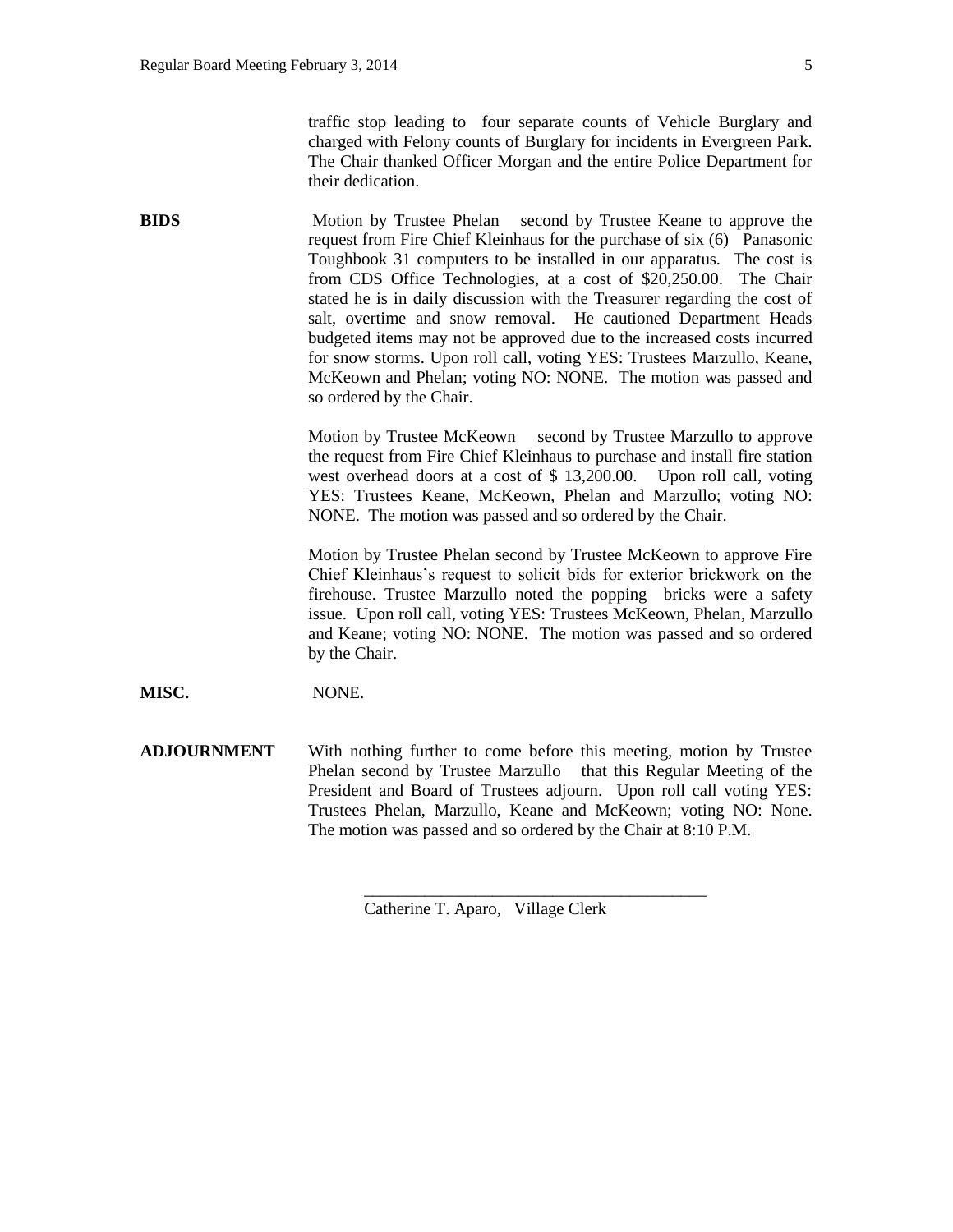traffic stop leading to four separate counts of Vehicle Burglary and charged with Felony counts of Burglary for incidents in Evergreen Park. The Chair thanked Officer Morgan and the entire Police Department for their dedication.

**BIDS**

Motion by Trustee Phelan second by Trustee Keane to approve the request from Fire Chief Kleinhaus for the purchase of six (6) Panasonic Toughbook 31 computers to be installed in our apparatus. The cost is from CDS Office Technologies, at a cost of $20,250.00. The Chair stated he is in daily discussion with the Treasurer regarding the cost of salt, overtime and snow removal. He cautioned Department Heads budgeted items may not be approved due to the increased costs incurred for snow storms. Upon roll call, voting YES: Trustees Marzullo, Keane, McKeown and Phelan; voting NO: NONE. The motion was passed and so ordered by the Chair.

Motion by Trustee McKeown second by Trustee Marzullo to approve the request from Fire Chief Kleinhaus to purchase and install fire station west overhead doors at a cost of $ 13,200.00. Upon roll call, voting YES: Trustees Keane, McKeown, Phelan and Marzullo; voting NO: NONE. The motion was passed and so ordered by the Chair.

Motion by Trustee Phelan second by Trustee McKeown to approve Fire Chief Kleinhaus's request to solicit bids for exterior brickwork on the firehouse. Trustee Marzullo noted the popping bricks were a safety issue. Upon roll call, voting YES: Trustees McKeown, Phelan, Marzullo and Keane; voting NO: NONE. The motion was passed and so ordered by the Chair.

**MISC.**

NONE.

**ADJOURNMENT**

With nothing further to come before this meeting, motion by Trustee Phelan second by Trustee Marzullo that this Regular Meeting of the President and Board of Trustees adjourn. Upon roll call voting YES: Trustees Phelan, Marzullo, Keane and McKeown; voting NO: None. The motion was passed and so ordered by the Chair at 8:10 P.M.

\_\_\_\_\_\_\_\_\_\_\_\_\_\_\_\_\_\_\_\_\_\_\_\_\_\_\_\_\_\_\_\_\_\_\_\_\_\_\_\_

Catherine T. Aparo, Village Clerk